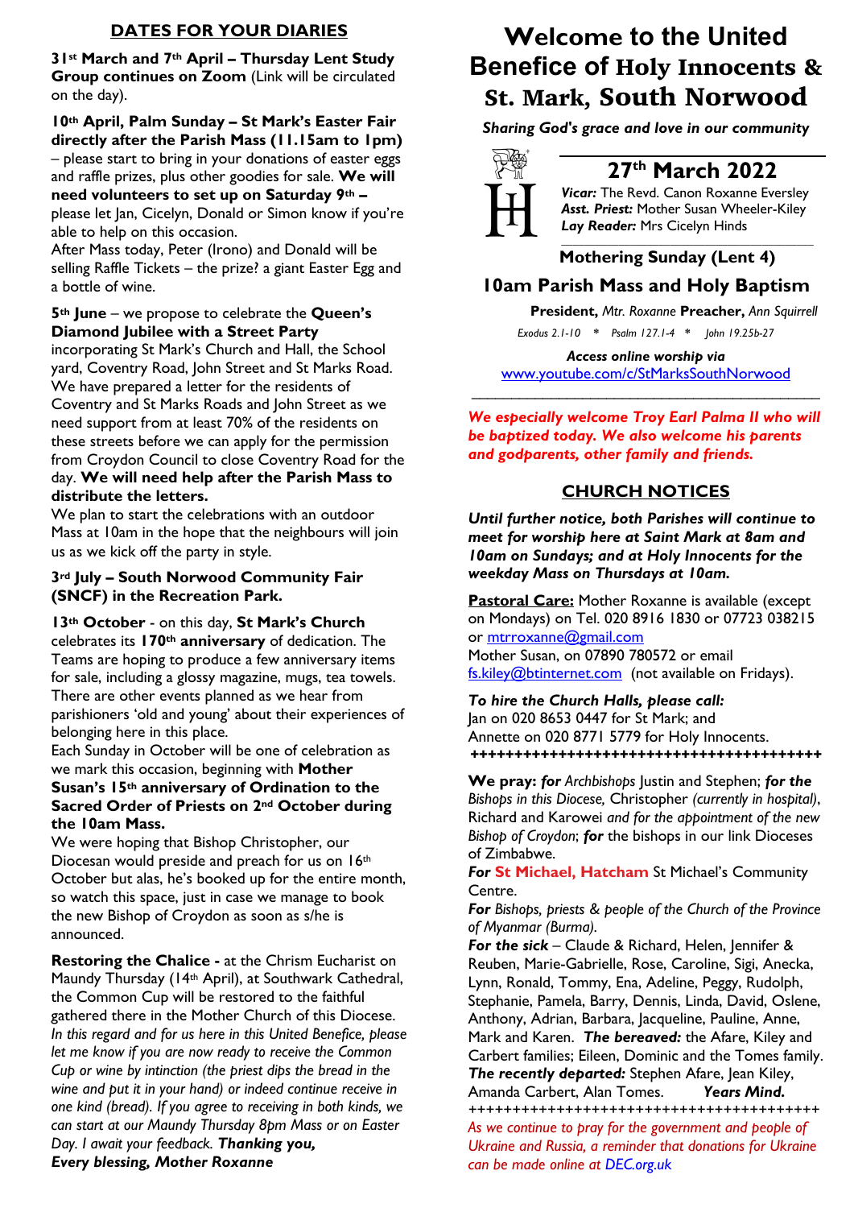## DATES FOR YOUR DIARIES

**31st March and 7th April – Thursday Lent Study Group continues on Zoom** (Link will be circulated on the day).

**10th April, Palm Sunday – St Mark's Easter Fair directly after the Parish Mass (11.15am to 1pm)** – please start to bring in your donations of easter eggs and raffle prizes, plus other goodies for sale. **We will need volunteers to set up on Saturday 9th –** please let Jan, Cicelyn, Donald or Simon know if you're able to help on this occasion.
After Mass today, Peter (Irono) and Donald will be selling Raffle Tickets – the prize? a giant Easter Egg and a bottle of wine.

**5th June** – we propose to celebrate the **Queen's Diamond Jubilee with a Street Party** incorporating St Mark's Church and Hall, the School yard, Coventry Road, John Street and St Marks Road. We have prepared a letter for the residents of Coventry and St Marks Roads and John Street as we need support from at least 70% of the residents on these streets before we can apply for the permission from Croydon Council to close Coventry Road for the day. **We will need help after the Parish Mass to distribute the letters.**
We plan to start the celebrations with an outdoor Mass at 10am in the hope that the neighbours will join us as we kick off the party in style.

**3rd July – South Norwood Community Fair (SNCF) in the Recreation Park.**

**13th October** - on this day, **St Mark's Church** celebrates its **170th anniversary** of dedication. The Teams are hoping to produce a few anniversary items for sale, including a glossy magazine, mugs, tea towels. There are other events planned as we hear from parishioners 'old and young' about their experiences of belonging here in this place.
Each Sunday in October will be one of celebration as we mark this occasion, beginning with **Mother Susan's 15th anniversary of Ordination to the Sacred Order of Priests on 2nd October during the 10am Mass.**
We were hoping that Bishop Christopher, our Diocesan would preside and preach for us on 16th October but alas, he's booked up for the entire month, so watch this space, just in case we manage to book the new Bishop of Croydon as soon as s/he is announced.

**Restoring the Chalice -** at the Chrism Eucharist on Maundy Thursday (14th April), at Southwark Cathedral, the Common Cup will be restored to the faithful gathered there in the Mother Church of this Diocese.
*In this regard and for us here in this United Benefice, please let me know if you are now ready to receive the Common Cup or wine by intinction (the priest dips the bread in the wine and put it in your hand) or indeed continue receive in one kind (bread). If you agree to receiving in both kinds, we can start at our Maundy Thursday 8pm Mass or on Easter Day. I await your feedback.* ***Thanking you,***
***Every blessing, Mother Roxanne***

# Welcome to the United Benefice of Holy Innocents & St. Mark, South Norwood

***Sharing God's grace and love in our community***

## 27th March 2022

***Vicar:*** The Revd. Canon Roxanne Eversley
***Asst. Priest:*** Mother Susan Wheeler-Kiley
***Lay Reader:*** Mrs Cicelyn Hinds

### Mothering Sunday (Lent 4)

### 10am Parish Mass and Holy Baptism

**President,** *Mtr. Roxanne* **Preacher,** *Ann Squirrell*

*Exodus 2.1-10 * Psalm 127.1-4 * John 19.25b-27*

***Access online worship via***
www.youtube.com/c/StMarksSouthNorwood

***We especially welcome Troy Earl Palma II who will be baptized today. We also welcome his parents and godparents, other family and friends.***

## CHURCH NOTICES

***Until further notice, both Parishes will continue to meet for worship here at Saint Mark at 8am and 10am on Sundays; and at Holy Innocents for the weekday Mass on Thursdays at 10am.***

**Pastoral Care:** Mother Roxanne is available (except on Mondays) on Tel. 020 8916 1830 or 07723 038215 or mtrroxanne@gmail.com
Mother Susan, on 07890 780572 or email fs.kiley@btinternet.com (not available on Fridays).

***To hire the Church Halls, please call:***
Jan on 020 8653 0447 for St Mark; and
Annette on 020 8771 5779 for Holy Innocents.
++++++++++++++++++++++++++++++++++++++++++

**We pray:** ***for*** *Archbishops* Justin and Stephen; ***for the*** *Bishops in this Diocese,* Christopher *(currently in hospital)*, Richard and Karowei *and for the appointment of the new Bishop of Croydon*; ***for*** the bishops in our link Dioceses of Zimbabwe.
***For*** **St Michael, Hatcham** St Michael's Community Centre.
***For*** *Bishops, priests & people of the Church of the Province of Myanmar (Burma).*
***For the sick*** – Claude & Richard, Helen, Jennifer & Reuben, Marie-Gabrielle, Rose, Caroline, Sigi, Anecka, Lynn, Ronald, Tommy, Ena, Adeline, Peggy, Rudolph, Stephanie, Pamela, Barry, Dennis, Linda, David, Oslene, Anthony, Adrian, Barbara, Jacqueline, Pauline, Anne, Mark and Karen. ***The bereaved:*** the Afare, Kiley and Carbert families; Eileen, Dominic and the Tomes family.
***The recently departed:*** Stephen Afare, Jean Kiley, Amanda Carbert, Alan Tomes. ***Years Mind.***
++++++++++++++++++++++++++++++++++++++++++

*As we continue to pray for the government and people of Ukraine and Russia, a reminder that donations for Ukraine can be made online at DEC.org.uk*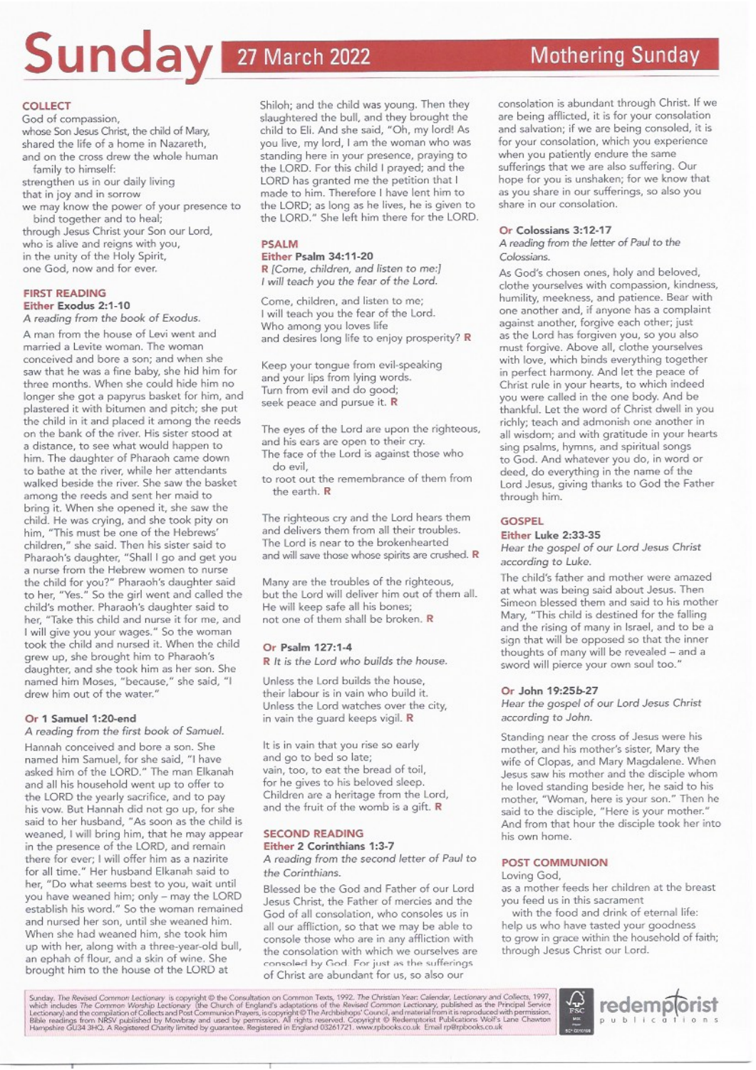# Sunday 27 March 2022 — Mothering Sunday

## COLLECT

God of compassion,
whose Son Jesus Christ, the child of Mary,
shared the life of a home in Nazareth,
and on the cross drew the whole human
family to himself:
strengthen us in our daily living
that in joy and in sorrow
we may know the power of your presence to
bind together and to heal;
through Jesus Christ your Son our Lord,
who is alive and reigns with you,
in the unity of the Holy Spirit,
one God, now and for ever.

## FIRST READING

### Either Exodus 2:1-10

*A reading from the book of Exodus.*

A man from the house of Levi went and married a Levite woman. The woman conceived and bore a son; and when she saw that he was a fine baby, she hid him for three months. When she could hide him no longer she got a papyrus basket for him, and plastered it with bitumen and pitch; she put the child in it and placed it among the reeds on the bank of the river. His sister stood at a distance, to see what would happen to him. The daughter of Pharaoh came down to bathe at the river, while her attendants walked beside the river. She saw the basket among the reeds and sent her maid to bring it. When she opened it, she saw the child. He was crying, and she took pity on him, "This must be one of the Hebrews' children," she said. Then his sister said to Pharaoh's daughter, "Shall I go and get you a nurse from the Hebrew women to nurse the child for you?" Pharaoh's daughter said to her, "Yes." So the girl went and called the child's mother. Pharaoh's daughter said to her, "Take this child and nurse it for me, and I will give you your wages." So the woman took the child and nursed it. When the child grew up, she brought him to Pharaoh's daughter, and she took him as her son. She named him Moses, "because," she said, "I drew him out of the water."

### Or 1 Samuel 1:20-end

*A reading from the first book of Samuel.*

Hannah conceived and bore a son. She named him Samuel, for she said, "I have asked him of the LORD." The man Elkanah and all his household went up to offer to the LORD the yearly sacrifice, and to pay his vow. But Hannah did not go up, for she said to her husband, "As soon as the child is weaned, I will bring him, that he may appear in the presence of the LORD, and remain there for ever; I will offer him as a nazirite for all time." Her husband Elkanah said to her, "Do what seems best to you, wait until you have weaned him; only – may the LORD establish his word." So the woman remained and nursed her son, until she weaned him. When she had weaned him, she took him up with her, along with a three-year-old bull, an ephah of flour, and a skin of wine. She brought him to the house of the LORD at Shiloh; and the child was young. Then they slaughtered the bull, and they brought the child to Eli. And she said, "Oh, my lord! As you live, my lord, I am the woman who was standing here in your presence, praying to the LORD. For this child I prayed; and the LORD has granted me the petition that I made to him. Therefore I have lent him to the LORD; as long as he lives, he is given to the LORD." She left him there for the LORD.

## PSALM

### Either Psalm 34:11-20

**R** *[Come, children, and listen to me:]*
*I will teach you the fear of the Lord.*

Come, children, and listen to me;
I will teach you the fear of the Lord.
Who among you loves life
and desires long life to enjoy prosperity? **R**

Keep your tongue from evil-speaking
and your lips from lying words.
Turn from evil and do good;
seek peace and pursue it. **R**

The eyes of the Lord are upon the righteous,
and his ears are open to their cry.
The face of the Lord is against those who
do evil,
to root out the remembrance of them from
the earth. **R**

The righteous cry and the Lord hears them
and delivers them from all their troubles.
The Lord is near to the brokenhearted
and will save those whose spirits are crushed. **R**

Many are the troubles of the righteous,
but the Lord will deliver him out of them all.
He will keep safe all his bones;
not one of them shall be broken. **R**

### Or Psalm 127:1-4

**R** *It is the Lord who builds the house.*

Unless the Lord builds the house,
their labour is in vain who build it.
Unless the Lord watches over the city,
in vain the guard keeps vigil. **R**

It is in vain that you rise so early
and go to bed so late;
vain, too, to eat the bread of toil,
for he gives to his beloved sleep.
Children are a heritage from the Lord,
and the fruit of the womb is a gift. **R**

## SECOND READING

### Either 2 Corinthians 1:3-7

*A reading from the second letter of Paul to the Corinthians.*

Blessed be the God and Father of our Lord Jesus Christ, the Father of mercies and the God of all consolation, who consoles us in all our affliction, so that we may be able to console those who are in any affliction with the consolation with which we ourselves are consoled by God. For just as the sufferings of Christ are abundant for us, so also our consolation is abundant through Christ. If we are being afflicted, it is for your consolation and salvation; if we are being consoled, it is for your consolation, which you experience when you patiently endure the same sufferings that we are also suffering. Our hope for you is unshaken; for we know that as you share in our sufferings, so also you share in our consolation.

### Or Colossians 3:12-17

*A reading from the letter of Paul to the Colossians.*

As God's chosen ones, holy and beloved, clothe yourselves with compassion, kindness, humility, meekness, and patience. Bear with one another and, if anyone has a complaint against another, forgive each other; just as the Lord has forgiven you, so you also must forgive. Above all, clothe yourselves with love, which binds everything together in perfect harmony. And let the peace of Christ rule in your hearts, to which indeed you were called in the one body. And be thankful. Let the word of Christ dwell in you richly; teach and admonish one another in all wisdom; and with gratitude in your hearts sing psalms, hymns, and spiritual songs to God. And whatever you do, in word or deed, do everything in the name of the Lord Jesus, giving thanks to God the Father through him.

## GOSPEL

### Either Luke 2:33-35

*Hear the gospel of our Lord Jesus Christ according to Luke.*

The child's father and mother were amazed at what was being said about Jesus. Then Simeon blessed them and said to his mother Mary, "This child is destined for the falling and the rising of many in Israel, and to be a sign that will be opposed so that the inner thoughts of many will be revealed – and a sword will pierce your own soul too."

### Or John 19:25b-27

*Hear the gospel of our Lord Jesus Christ according to John.*

Standing near the cross of Jesus were his mother, and his mother's sister, Mary the wife of Clopas, and Mary Magdalene. When Jesus saw his mother and the disciple whom he loved standing beside her, he said to his mother, "Woman, here is your son." Then he said to the disciple, "Here is your mother." And from that hour the disciple took her into his own home.

## POST COMMUNION

Loving God,
as a mother feeds her children at the breast
you feed us in this sacrament
with the food and drink of eternal life:
help us who have tasted your goodness
to grow in grace within the household of faith;
through Jesus Christ our Lord.

Sunday. *The Revised Common Lectionary* is copyright © the Consultation on Common Texts, 1992. *The Christian Year: Calendar, Lectionary and Collects*, 1997, which includes *The Common Worship Lectionary* (the Church of England's adaptations of the *Revised Common Lectionary*, published as the Principal Service Lectionary) and the compilation of Collects and Post Communion Prayers, is copyright © The Archbishops' Council, and material from it is reproduced with permission. Bible readings from NRSV published by Mowbray and used by permission. All rights reserved. Copyright © Redemptorist Publications Wolf's Lane Chawton Hampshire GU34 3HQ. A Registered Charity limited by guarantee. Registered in England 03261721. www.rpbooks.co.uk Email rp@rpbooks.co.uk

redemptorist publications